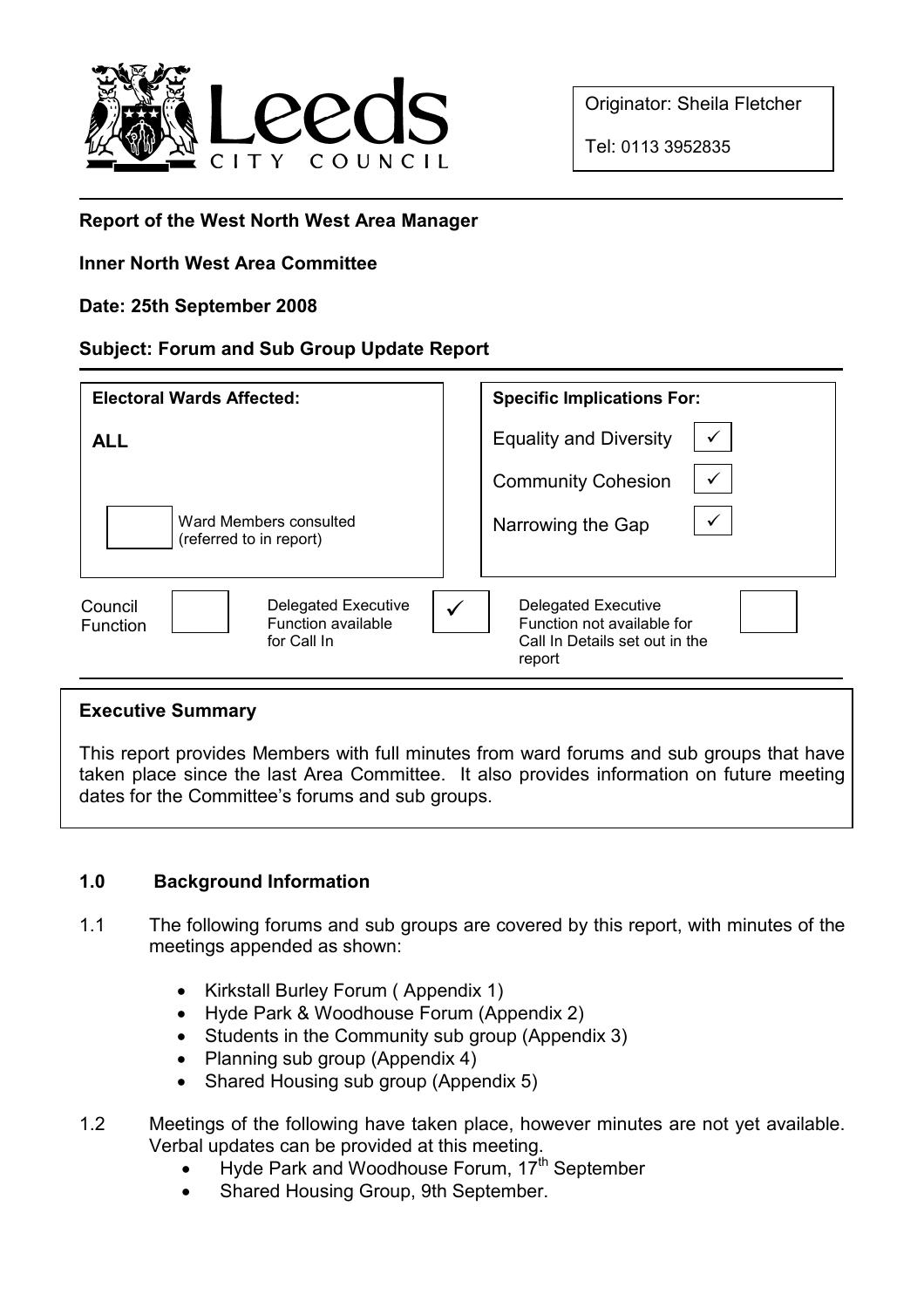Originator: Sheila Fletcher

Tel: 0113 3952835

**Report of the West North West Area Manager**

**Inner North West Area Committee**

**Date: 25th September 2008**

**Subject: Forum and Sub Group Update Report**

| **Electoral Wards Affected:** | **Specific Implications For:** | |
|---|---|---|
| **ALL** | Equality and Diversity | ✓ |
| | Community Cohesion | ✓ |
| ☐ Ward Members consulted (referred to in report) | Narrowing the Gap | ✓ |

| Council Function | ☐ | Delegated Executive Function available for Call In | ✓ | Delegated Executive Function not available for Call In Details set out in the report | ☐ |
|---|---|---|---|---|---|

**Executive Summary**

This report provides Members with full minutes from ward forums and sub groups that have taken place since the last Area Committee. It also provides information on future meeting dates for the Committee's forums and sub groups.

## 1.0 Background Information

1.1 The following forums and sub groups are covered by this report, with minutes of the meetings appended as shown:

- Kirkstall Burley Forum ( Appendix 1)
- Hyde Park & Woodhouse Forum (Appendix 2)
- Students in the Community sub group (Appendix 3)
- Planning sub group (Appendix 4)
- Shared Housing sub group (Appendix 5)

1.2 Meetings of the following have taken place, however minutes are not yet available. Verbal updates can be provided at this meeting.

- Hyde Park and Woodhouse Forum, 17th September
- Shared Housing Group, 9th September.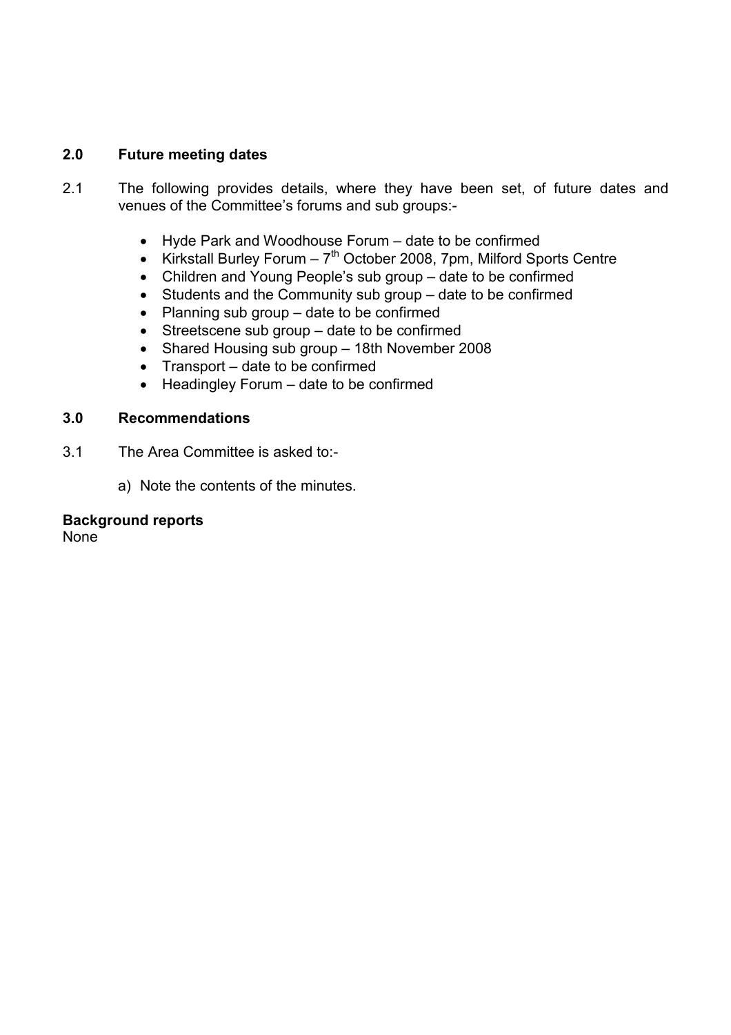## 2.0 Future meeting dates

2.1 The following provides details, where they have been set, of future dates and venues of the Committee's forums and sub groups:-

- Hyde Park and Woodhouse Forum – date to be confirmed
- Kirkstall Burley Forum – 7th October 2008, 7pm, Milford Sports Centre
- Children and Young People's sub group – date to be confirmed
- Students and the Community sub group – date to be confirmed
- Planning sub group – date to be confirmed
- Streetscene sub group – date to be confirmed
- Shared Housing sub group – 18th November 2008
- Transport – date to be confirmed
- Headingley Forum – date to be confirmed

## 3.0 Recommendations

3.1 The Area Committee is asked to:-

a) Note the contents of the minutes.

**Background reports**

None